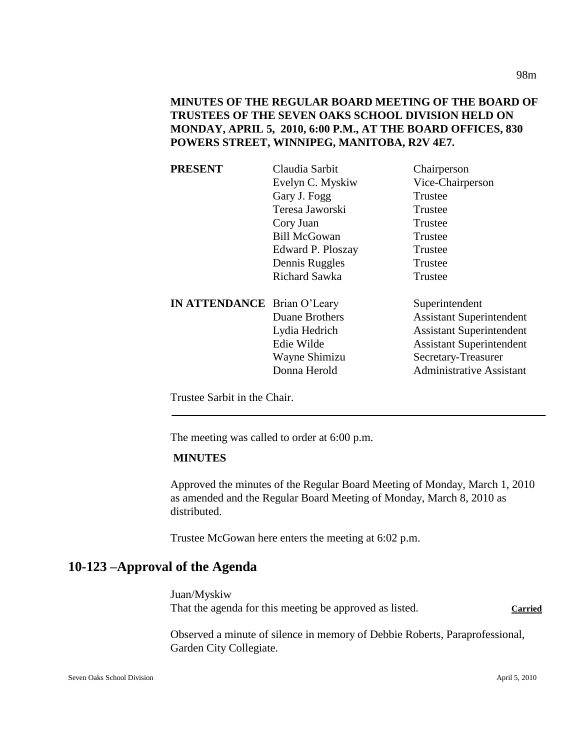**MINUTES OF THE REGULAR BOARD MEETING OF THE BOARD OF TRUSTEES OF THE SEVEN OAKS SCHOOL DIVISION HELD ON MONDAY, APRIL 5, 2010, 6:00 P.M., AT THE BOARD OFFICES, 830 POWERS STREET, WINNIPEG, MANITOBA, R2V 4E7.**

| | | |
|---|---|---|
| **PRESENT** | Claudia Sarbit | Chairperson |
| | Evelyn C. Myskiw | Vice-Chairperson |
| | Gary J. Fogg | Trustee |
| | Teresa Jaworski | Trustee |
| | Cory Juan | Trustee |
| | Bill McGowan | Trustee |
| | Edward P. Ploszay | Trustee |
| | Dennis Ruggles | Trustee |
| | Richard Sawka | Trustee |
| **IN ATTENDANCE** | Brian O'Leary | Superintendent |
| | Duane Brothers | Assistant Superintendent |
| | Lydia Hedrich | Assistant Superintendent |
| | Edie Wilde | Assistant Superintendent |
| | Wayne Shimizu | Secretary-Treasurer |
| | Donna Herold | Administrative Assistant |

Trustee Sarbit in the Chair.

---

The meeting was called to order at 6:00 p.m.

**MINUTES**

Approved the minutes of the Regular Board Meeting of Monday, March 1, 2010 as amended and the Regular Board Meeting of Monday, March 8, 2010 as distributed.

Trustee McGowan here enters the meeting at 6:02 p.m.

## 10-123 –Approval of the Agenda

Juan/Myskiw
That the agenda for this meeting be approved as listed. **Carried**

Observed a minute of silence in memory of Debbie Roberts, Paraprofessional, Garden City Collegiate.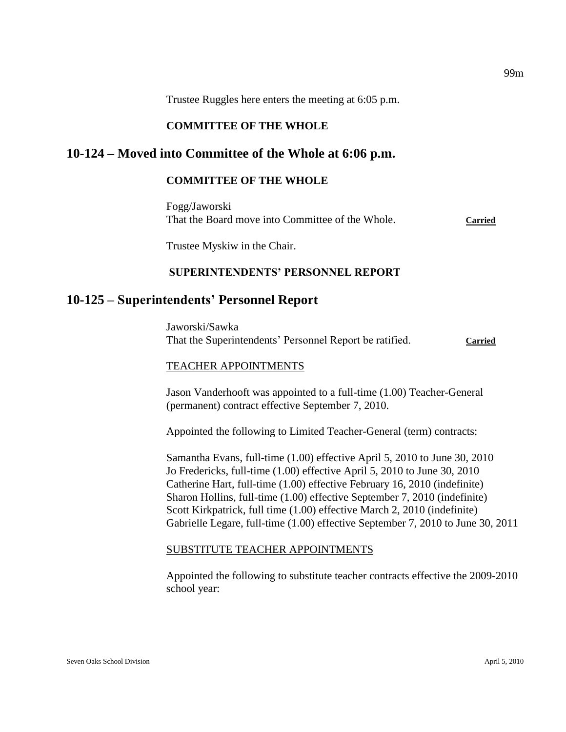Trustee Ruggles here enters the meeting at 6:05 p.m.

**COMMITTEE OF THE WHOLE**

## 10-124 – Moved into Committee of the Whole at 6:06 p.m.

**COMMITTEE OF THE WHOLE**

Fogg/Jaworski
That the Board move into Committee of the Whole. **Carried**

Trustee Myskiw in the Chair.

**SUPERINTENDENTS' PERSONNEL REPORT**

## 10-125 – Superintendents' Personnel Report

Jaworski/Sawka
That the Superintendents' Personnel Report be ratified. **Carried**

TEACHER APPOINTMENTS

Jason Vanderhooft was appointed to a full-time (1.00) Teacher-General (permanent) contract effective September 7, 2010.

Appointed the following to Limited Teacher-General (term) contracts:

Samantha Evans, full-time (1.00) effective April 5, 2010 to June 30, 2010
Jo Fredericks, full-time (1.00) effective April 5, 2010 to June 30, 2010
Catherine Hart, full-time (1.00) effective February 16, 2010 (indefinite)
Sharon Hollins, full-time (1.00) effective September 7, 2010 (indefinite)
Scott Kirkpatrick, full time (1.00) effective March 2, 2010 (indefinite)
Gabrielle Legare, full-time (1.00) effective September 7, 2010 to June 30, 2011

SUBSTITUTE TEACHER APPOINTMENTS

Appointed the following to substitute teacher contracts effective the 2009-2010 school year: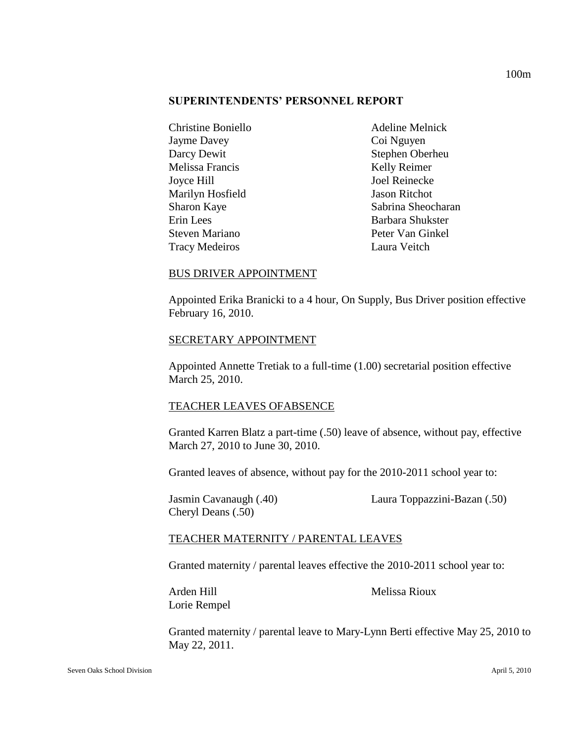## SUPERINTENDENTS' PERSONNEL REPORT

Christine Boniello
Jayme Davey
Darcy Dewit
Melissa Francis
Joyce Hill
Marilyn Hosfield
Sharon Kaye
Erin Lees
Steven Mariano
Tracy Medeiros
Adeline Melnick
Coi Nguyen
Stephen Oberheu
Kelly Reimer
Joel Reinecke
Jason Ritchot
Sabrina Sheocharan
Barbara Shukster
Peter Van Ginkel
Laura Veitch

BUS DRIVER APPOINTMENT

Appointed Erika Branicki to a 4 hour, On Supply, Bus Driver position effective February 16, 2010.

SECRETARY APPOINTMENT

Appointed Annette Tretiak to a full-time (1.00) secretarial position effective March 25, 2010.

TEACHER LEAVES OFABSENCE

Granted Karren Blatz a part-time (.50) leave of absence, without pay, effective March 27, 2010 to June 30, 2010.

Granted leaves of absence, without pay for the 2010-2011 school year to:

Jasmin Cavanaugh (.40)
Cheryl Deans (.50)
Laura Toppazzini-Bazan (.50)

TEACHER MATERNITY / PARENTAL LEAVES

Granted maternity / parental leaves effective the 2010-2011 school year to:

Arden Hill
Lorie Rempel
Melissa Rioux

Granted maternity / parental leave to Mary-Lynn Berti effective May 25, 2010 to May 22, 2011.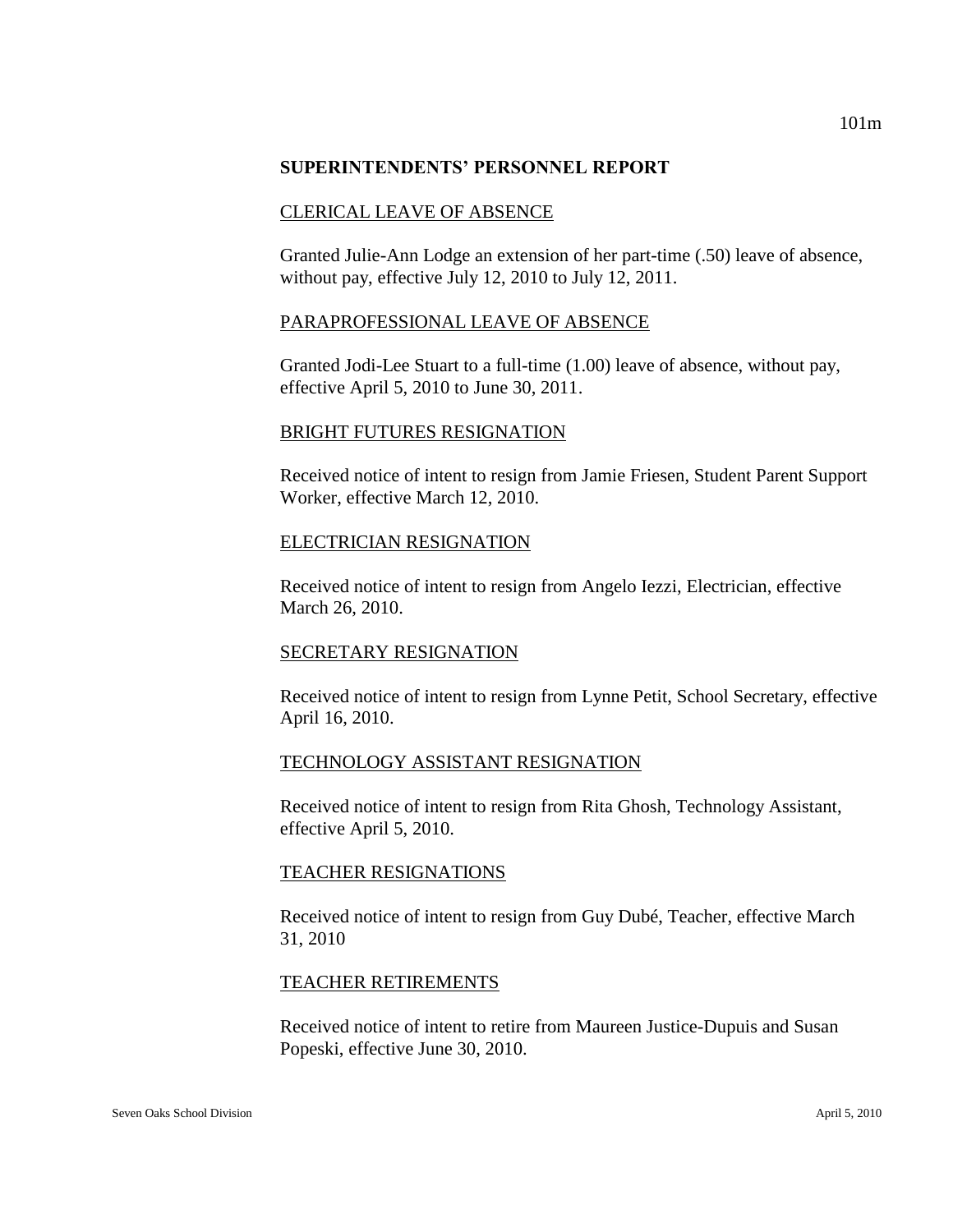## SUPERINTENDENTS' PERSONNEL REPORT

CLERICAL LEAVE OF ABSENCE

Granted Julie-Ann Lodge an extension of her part-time (.50) leave of absence, without pay, effective July 12, 2010 to July 12, 2011.

PARAPROFESSIONAL LEAVE OF ABSENCE

Granted Jodi-Lee Stuart to a full-time (1.00) leave of absence, without pay, effective April 5, 2010 to June 30, 2011.

BRIGHT FUTURES RESIGNATION

Received notice of intent to resign from Jamie Friesen, Student Parent Support Worker, effective March 12, 2010.

ELECTRICIAN RESIGNATION

Received notice of intent to resign from Angelo Iezzi, Electrician, effective March 26, 2010.

SECRETARY RESIGNATION

Received notice of intent to resign from Lynne Petit, School Secretary, effective April 16, 2010.

TECHNOLOGY ASSISTANT RESIGNATION

Received notice of intent to resign from Rita Ghosh, Technology Assistant, effective April 5, 2010.

TEACHER RESIGNATIONS

Received notice of intent to resign from Guy Dubé, Teacher, effective March 31, 2010

TEACHER RETIREMENTS

Received notice of intent to retire from Maureen Justice-Dupuis and Susan Popeski, effective June 30, 2010.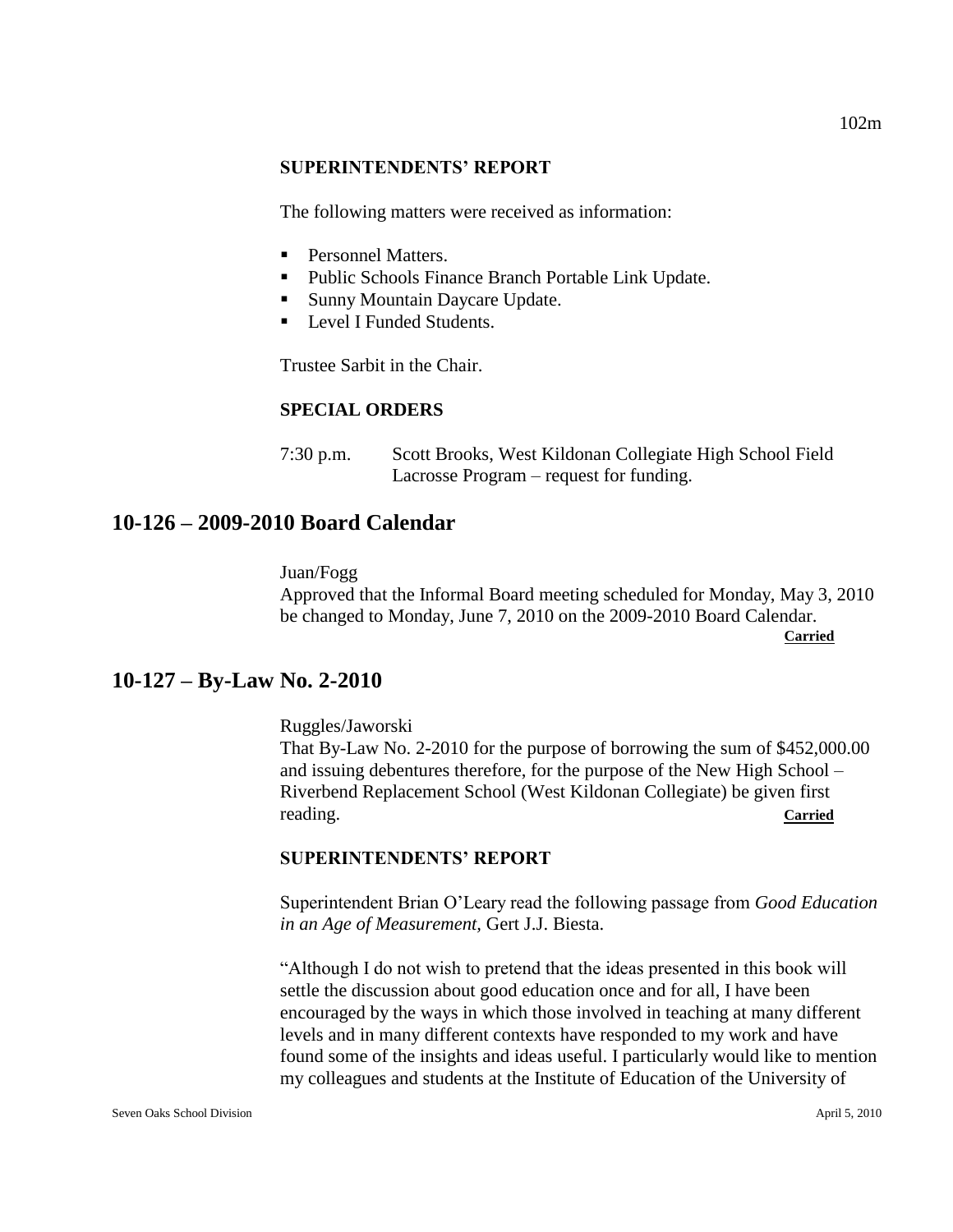**SUPERINTENDENTS' REPORT**

The following matters were received as information:

- Personnel Matters.
- Public Schools Finance Branch Portable Link Update.
- Sunny Mountain Daycare Update.
- Level I Funded Students.

Trustee Sarbit in the Chair.

**SPECIAL ORDERS**

7:30 p.m. Scott Brooks, West Kildonan Collegiate High School Field Lacrosse Program – request for funding.

## 10-126 – 2009-2010 Board Calendar

Juan/Fogg
Approved that the Informal Board meeting scheduled for Monday, May 3, 2010 be changed to Monday, June 7, 2010 on the 2009-2010 Board Calendar.
**Carried**

## 10-127 – By-Law No. 2-2010

Ruggles/Jaworski
That By-Law No. 2-2010 for the purpose of borrowing the sum of $452,000.00 and issuing debentures therefore, for the purpose of the New High School – Riverbend Replacement School (West Kildonan Collegiate) be given first reading. **Carried**

**SUPERINTENDENTS' REPORT**

Superintendent Brian O'Leary read the following passage from *Good Education in an Age of Measurement,* Gert J.J. Biesta.

"Although I do not wish to pretend that the ideas presented in this book will settle the discussion about good education once and for all, I have been encouraged by the ways in which those involved in teaching at many different levels and in many different contexts have responded to my work and have found some of the insights and ideas useful. I particularly would like to mention my colleagues and students at the Institute of Education of the University of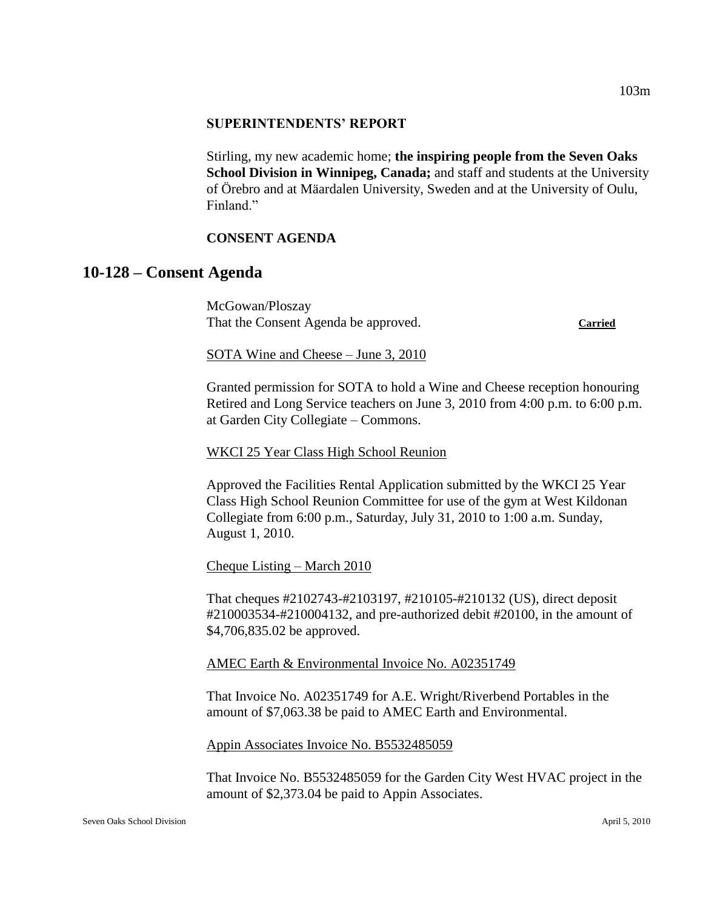**SUPERINTENDENTS' REPORT**

Stirling, my new academic home; **the inspiring people from the Seven Oaks School Division in Winnipeg, Canada;** and staff and students at the University of Örebro and at Määrdalen University, Sweden and at the University of Oulu, Finland."

**CONSENT AGENDA**

## 10-128 – Consent Agenda

McGowan/Ploszay
That the Consent Agenda be approved. **Carried**

SOTA Wine and Cheese – June 3, 2010

Granted permission for SOTA to hold a Wine and Cheese reception honouring Retired and Long Service teachers on June 3, 2010 from 4:00 p.m. to 6:00 p.m. at Garden City Collegiate – Commons.

WKCI 25 Year Class High School Reunion

Approved the Facilities Rental Application submitted by the WKCI 25 Year Class High School Reunion Committee for use of the gym at West Kildonan Collegiate from 6:00 p.m., Saturday, July 31, 2010 to 1:00 a.m. Sunday, August 1, 2010.

Cheque Listing – March 2010

That cheques #2102743-#2103197, #210105-#210132 (US), direct deposit #210003534-#210004132, and pre-authorized debit #20100, in the amount of $4,706,835.02 be approved.

AMEC Earth & Environmental Invoice No. A02351749

That Invoice No. A02351749 for A.E. Wright/Riverbend Portables in the amount of $7,063.38 be paid to AMEC Earth and Environmental.

Appin Associates Invoice No. B5532485059

That Invoice No. B5532485059 for the Garden City West HVAC project in the amount of $2,373.04 be paid to Appin Associates.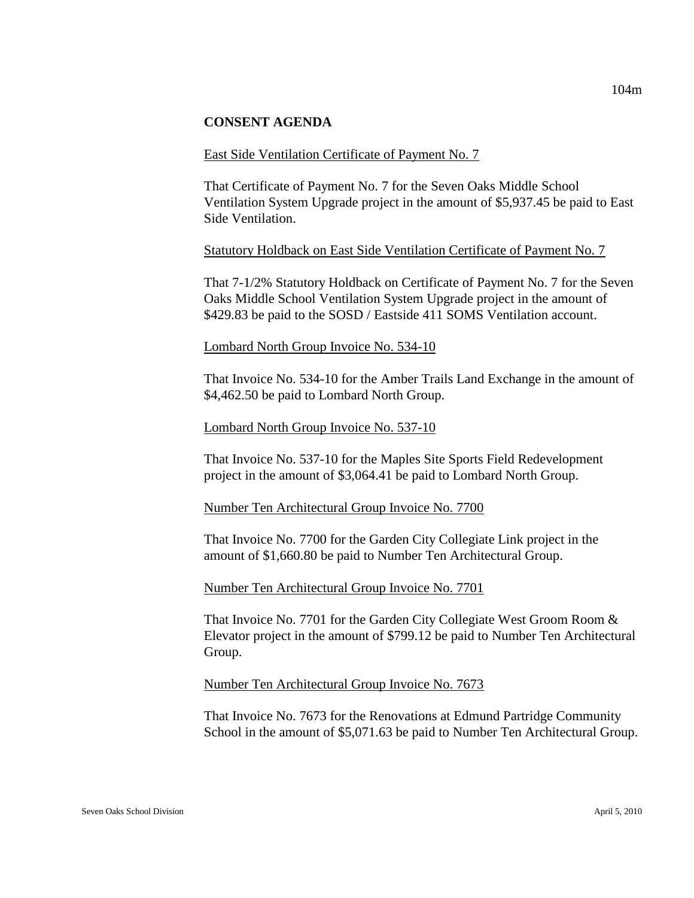## CONSENT AGENDA

East Side Ventilation Certificate of Payment No. 7

That Certificate of Payment No. 7 for the Seven Oaks Middle School Ventilation System Upgrade project in the amount of $5,937.45 be paid to East Side Ventilation.

Statutory Holdback on East Side Ventilation Certificate of Payment No. 7

That 7-1/2% Statutory Holdback on Certificate of Payment No. 7 for the Seven Oaks Middle School Ventilation System Upgrade project in the amount of $429.83 be paid to the SOSD / Eastside 411 SOMS Ventilation account.

Lombard North Group Invoice No. 534-10

That Invoice No. 534-10 for the Amber Trails Land Exchange in the amount of $4,462.50 be paid to Lombard North Group.

Lombard North Group Invoice No. 537-10

That Invoice No. 537-10 for the Maples Site Sports Field Redevelopment project in the amount of $3,064.41 be paid to Lombard North Group.

Number Ten Architectural Group Invoice No. 7700

That Invoice No. 7700 for the Garden City Collegiate Link project in the amount of $1,660.80 be paid to Number Ten Architectural Group.

Number Ten Architectural Group Invoice No. 7701

That Invoice No. 7701 for the Garden City Collegiate West Groom Room & Elevator project in the amount of $799.12 be paid to Number Ten Architectural Group.

Number Ten Architectural Group Invoice No. 7673

That Invoice No. 7673 for the Renovations at Edmund Partridge Community School in the amount of $5,071.63 be paid to Number Ten Architectural Group.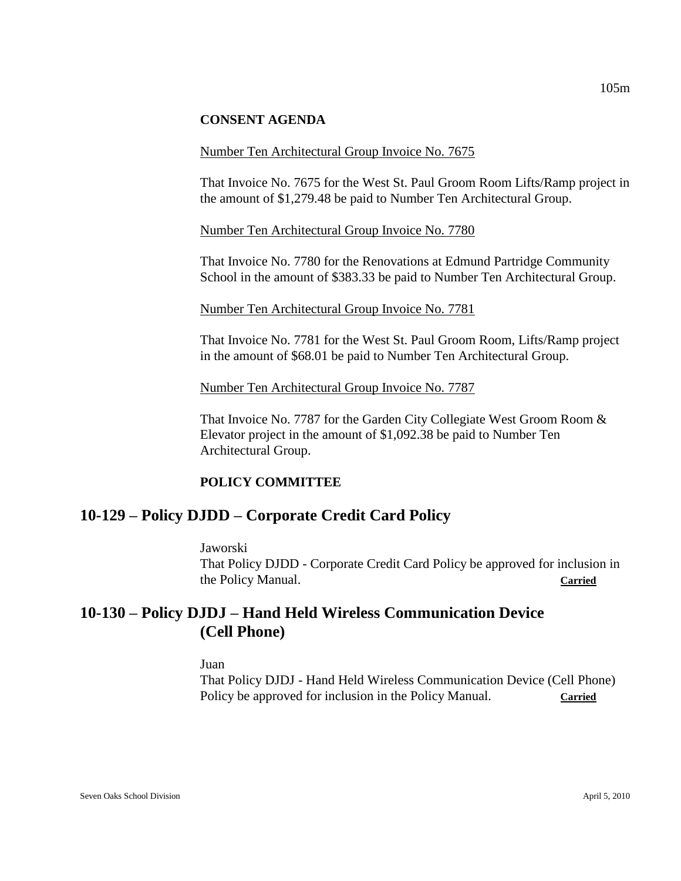**CONSENT AGENDA**

Number Ten Architectural Group Invoice No. 7675

That Invoice No. 7675 for the West St. Paul Groom Room Lifts/Ramp project in the amount of $1,279.48 be paid to Number Ten Architectural Group.

Number Ten Architectural Group Invoice No. 7780

That Invoice No. 7780 for the Renovations at Edmund Partridge Community School in the amount of $383.33 be paid to Number Ten Architectural Group.

Number Ten Architectural Group Invoice No. 7781

That Invoice No. 7781 for the West St. Paul Groom Room, Lifts/Ramp project in the amount of $68.01 be paid to Number Ten Architectural Group.

Number Ten Architectural Group Invoice No. 7787

That Invoice No. 7787 for the Garden City Collegiate West Groom Room & Elevator project in the amount of $1,092.38 be paid to Number Ten Architectural Group.

**POLICY COMMITTEE**

## 10-129 – Policy DJDD – Corporate Credit Card Policy

Jaworski
That Policy DJDD - Corporate Credit Card Policy be approved for inclusion in the Policy Manual. **Carried**

## 10-130 – Policy DJDJ – Hand Held Wireless Communication Device (Cell Phone)

Juan
That Policy DJDJ - Hand Held Wireless Communication Device (Cell Phone) Policy be approved for inclusion in the Policy Manual. **Carried**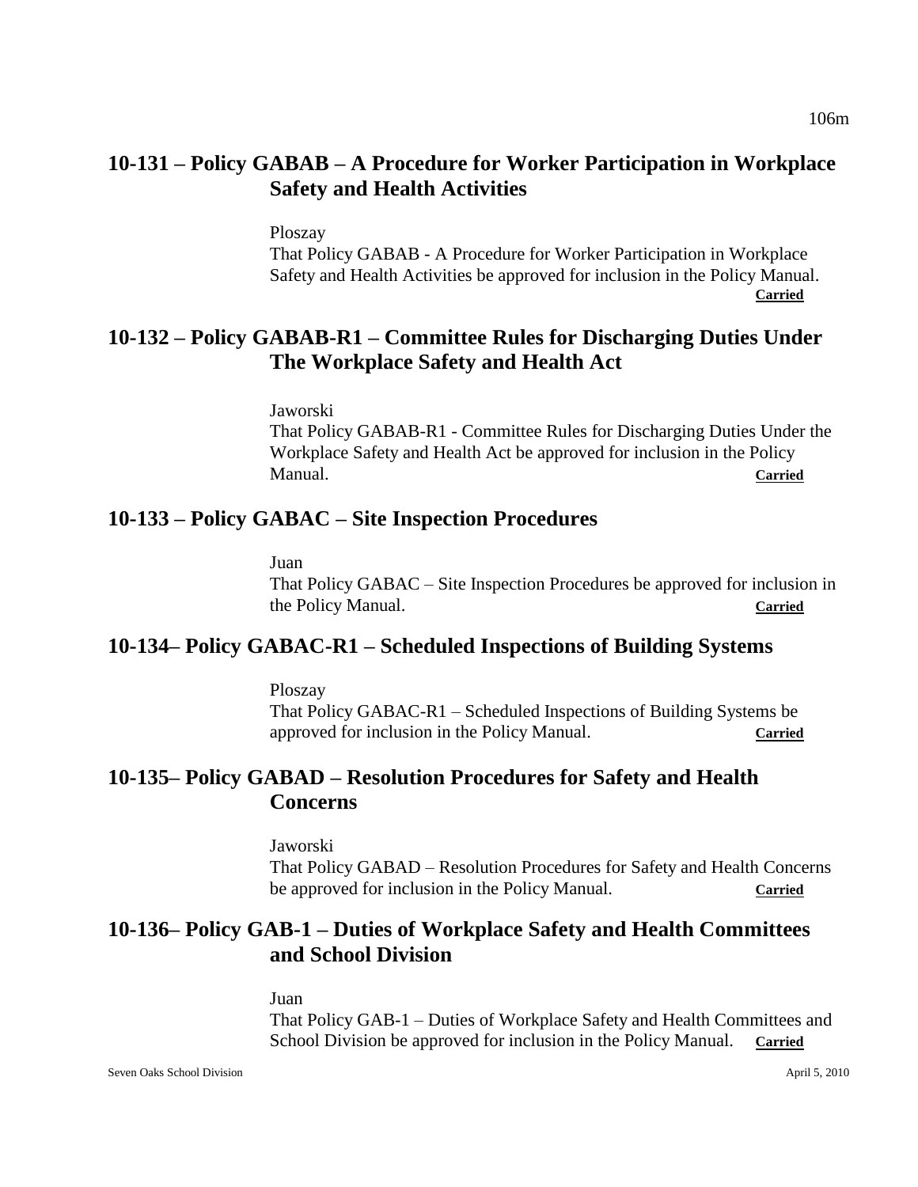## 10-131 – Policy GABAB – A Procedure for Worker Participation in Workplace Safety and Health Activities

Ploszay
That Policy GABAB - A Procedure for Worker Participation in Workplace Safety and Health Activities be approved for inclusion in the Policy Manual.
**Carried**

## 10-132 – Policy GABAB-R1 – Committee Rules for Discharging Duties Under The Workplace Safety and Health Act

Jaworski
That Policy GABAB-R1 - Committee Rules for Discharging Duties Under the Workplace Safety and Health Act be approved for inclusion in the Policy Manual. **Carried**

## 10-133 – Policy GABAC – Site Inspection Procedures

Juan
That Policy GABAC – Site Inspection Procedures be approved for inclusion in the Policy Manual. **Carried**

## 10-134– Policy GABAC-R1 – Scheduled Inspections of Building Systems

Ploszay
That Policy GABAC-R1 – Scheduled Inspections of Building Systems be approved for inclusion in the Policy Manual. **Carried**

## 10-135– Policy GABAD – Resolution Procedures for Safety and Health Concerns

Jaworski
That Policy GABAD – Resolution Procedures for Safety and Health Concerns be approved for inclusion in the Policy Manual. **Carried**

## 10-136– Policy GAB-1 – Duties of Workplace Safety and Health Committees and School Division

Juan
That Policy GAB-1 – Duties of Workplace Safety and Health Committees and School Division be approved for inclusion in the Policy Manual. **Carried**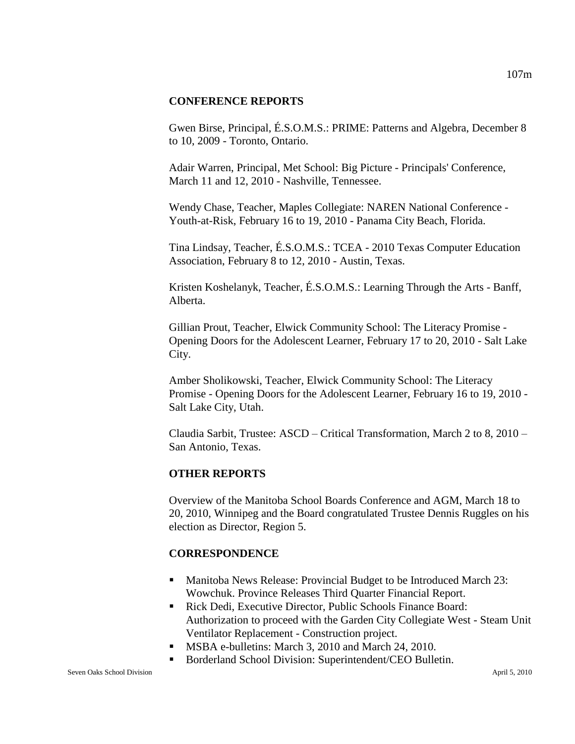## CONFERENCE REPORTS

Gwen Birse, Principal, É.S.O.M.S.: PRIME: Patterns and Algebra, December 8 to 10, 2009 - Toronto, Ontario.

Adair Warren, Principal, Met School: Big Picture - Principals' Conference, March 11 and 12, 2010 - Nashville, Tennessee.

Wendy Chase, Teacher, Maples Collegiate: NAREN National Conference - Youth-at-Risk, February 16 to 19, 2010 - Panama City Beach, Florida.

Tina Lindsay, Teacher, É.S.O.M.S.: TCEA - 2010 Texas Computer Education Association, February 8 to 12, 2010 - Austin, Texas.

Kristen Koshelanyk, Teacher, É.S.O.M.S.: Learning Through the Arts - Banff, Alberta.

Gillian Prout, Teacher, Elwick Community School: The Literacy Promise - Opening Doors for the Adolescent Learner, February 17 to 20, 2010 - Salt Lake City.

Amber Sholikowski, Teacher, Elwick Community School: The Literacy Promise - Opening Doors for the Adolescent Learner, February 16 to 19, 2010 - Salt Lake City, Utah.

Claudia Sarbit, Trustee: ASCD – Critical Transformation, March 2 to 8, 2010 – San Antonio, Texas.

## OTHER REPORTS

Overview of the Manitoba School Boards Conference and AGM, March 18 to 20, 2010, Winnipeg and the Board congratulated Trustee Dennis Ruggles on his election as Director, Region 5.

## CORRESPONDENCE

- Manitoba News Release: Provincial Budget to be Introduced March 23: Wowchuk. Province Releases Third Quarter Financial Report.
- Rick Dedi, Executive Director, Public Schools Finance Board: Authorization to proceed with the Garden City Collegiate West - Steam Unit Ventilator Replacement - Construction project.
- MSBA e-bulletins: March 3, 2010 and March 24, 2010.
- Borderland School Division: Superintendent/CEO Bulletin.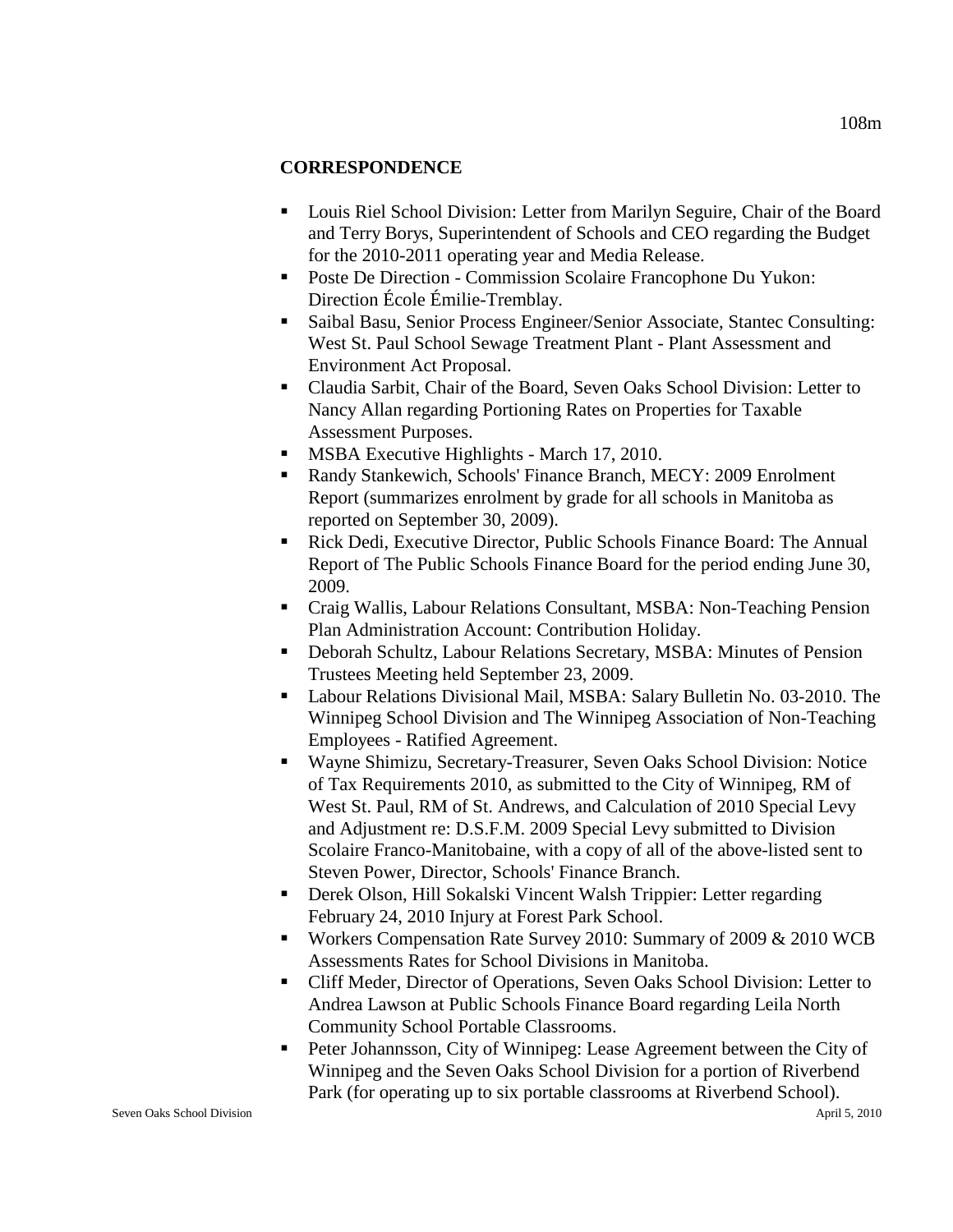## CORRESPONDENCE

- Louis Riel School Division: Letter from Marilyn Seguire, Chair of the Board and Terry Borys, Superintendent of Schools and CEO regarding the Budget for the 2010-2011 operating year and Media Release.
- Poste De Direction - Commission Scolaire Francophone Du Yukon: Direction École Émilie-Tremblay.
- Saibal Basu, Senior Process Engineer/Senior Associate, Stantec Consulting: West St. Paul School Sewage Treatment Plant - Plant Assessment and Environment Act Proposal.
- Claudia Sarbit, Chair of the Board, Seven Oaks School Division: Letter to Nancy Allan regarding Portioning Rates on Properties for Taxable Assessment Purposes.
- MSBA Executive Highlights - March 17, 2010.
- Randy Stankewich, Schools' Finance Branch, MECY: 2009 Enrolment Report (summarizes enrolment by grade for all schools in Manitoba as reported on September 30, 2009).
- Rick Dedi, Executive Director, Public Schools Finance Board: The Annual Report of The Public Schools Finance Board for the period ending June 30, 2009.
- Craig Wallis, Labour Relations Consultant, MSBA: Non-Teaching Pension Plan Administration Account: Contribution Holiday.
- Deborah Schultz, Labour Relations Secretary, MSBA: Minutes of Pension Trustees Meeting held September 23, 2009.
- Labour Relations Divisional Mail, MSBA: Salary Bulletin No. 03-2010. The Winnipeg School Division and The Winnipeg Association of Non-Teaching Employees - Ratified Agreement.
- Wayne Shimizu, Secretary-Treasurer, Seven Oaks School Division: Notice of Tax Requirements 2010, as submitted to the City of Winnipeg, RM of West St. Paul, RM of St. Andrews, and Calculation of 2010 Special Levy and Adjustment re: D.S.F.M. 2009 Special Levy submitted to Division Scolaire Franco-Manitobaine, with a copy of all of the above-listed sent to Steven Power, Director, Schools' Finance Branch.
- Derek Olson, Hill Sokalski Vincent Walsh Trippier: Letter regarding February 24, 2010 Injury at Forest Park School.
- Workers Compensation Rate Survey 2010: Summary of 2009 & 2010 WCB Assessments Rates for School Divisions in Manitoba.
- Cliff Meder, Director of Operations, Seven Oaks School Division: Letter to Andrea Lawson at Public Schools Finance Board regarding Leila North Community School Portable Classrooms.
- Peter Johannsson, City of Winnipeg: Lease Agreement between the City of Winnipeg and the Seven Oaks School Division for a portion of Riverbend Park (for operating up to six portable classrooms at Riverbend School).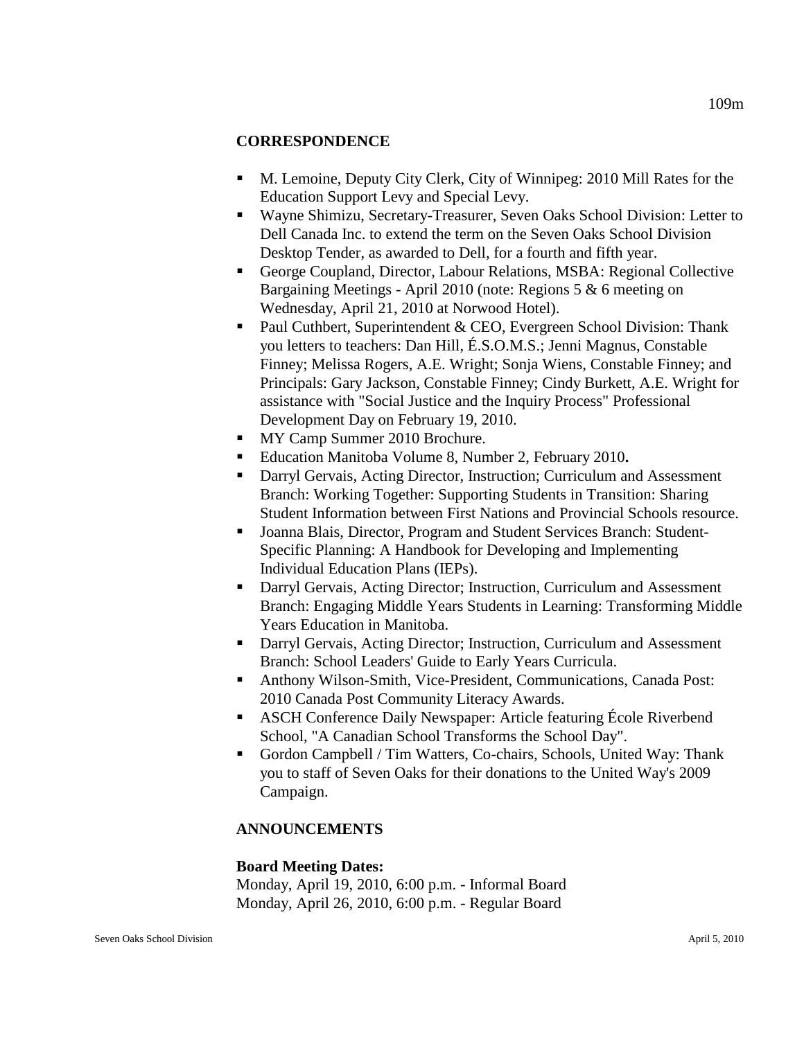## CORRESPONDENCE

- M. Lemoine, Deputy City Clerk, City of Winnipeg: 2010 Mill Rates for the Education Support Levy and Special Levy.
- Wayne Shimizu, Secretary-Treasurer, Seven Oaks School Division: Letter to Dell Canada Inc. to extend the term on the Seven Oaks School Division Desktop Tender, as awarded to Dell, for a fourth and fifth year.
- George Coupland, Director, Labour Relations, MSBA: Regional Collective Bargaining Meetings - April 2010 (note: Regions 5 & 6 meeting on Wednesday, April 21, 2010 at Norwood Hotel).
- Paul Cuthbert, Superintendent & CEO, Evergreen School Division: Thank you letters to teachers: Dan Hill, É.S.O.M.S.; Jenni Magnus, Constable Finney; Melissa Rogers, A.E. Wright; Sonja Wiens, Constable Finney; and Principals: Gary Jackson, Constable Finney; Cindy Burkett, A.E. Wright for assistance with "Social Justice and the Inquiry Process" Professional Development Day on February 19, 2010.
- MY Camp Summer 2010 Brochure.
- Education Manitoba Volume 8, Number 2, February 2010**.**
- Darryl Gervais, Acting Director, Instruction; Curriculum and Assessment Branch: Working Together: Supporting Students in Transition: Sharing Student Information between First Nations and Provincial Schools resource.
- Joanna Blais, Director, Program and Student Services Branch: Student-Specific Planning: A Handbook for Developing and Implementing Individual Education Plans (IEPs).
- Darryl Gervais, Acting Director; Instruction, Curriculum and Assessment Branch: Engaging Middle Years Students in Learning: Transforming Middle Years Education in Manitoba.
- Darryl Gervais, Acting Director; Instruction, Curriculum and Assessment Branch: School Leaders' Guide to Early Years Curricula.
- Anthony Wilson-Smith, Vice-President, Communications, Canada Post: 2010 Canada Post Community Literacy Awards.
- ASCH Conference Daily Newspaper: Article featuring École Riverbend School, "A Canadian School Transforms the School Day".
- Gordon Campbell / Tim Watters, Co-chairs, Schools, United Way: Thank you to staff of Seven Oaks for their donations to the United Way's 2009 Campaign.

## ANNOUNCEMENTS

**Board Meeting Dates:**
Monday, April 19, 2010, 6:00 p.m. - Informal Board
Monday, April 26, 2010, 6:00 p.m. - Regular Board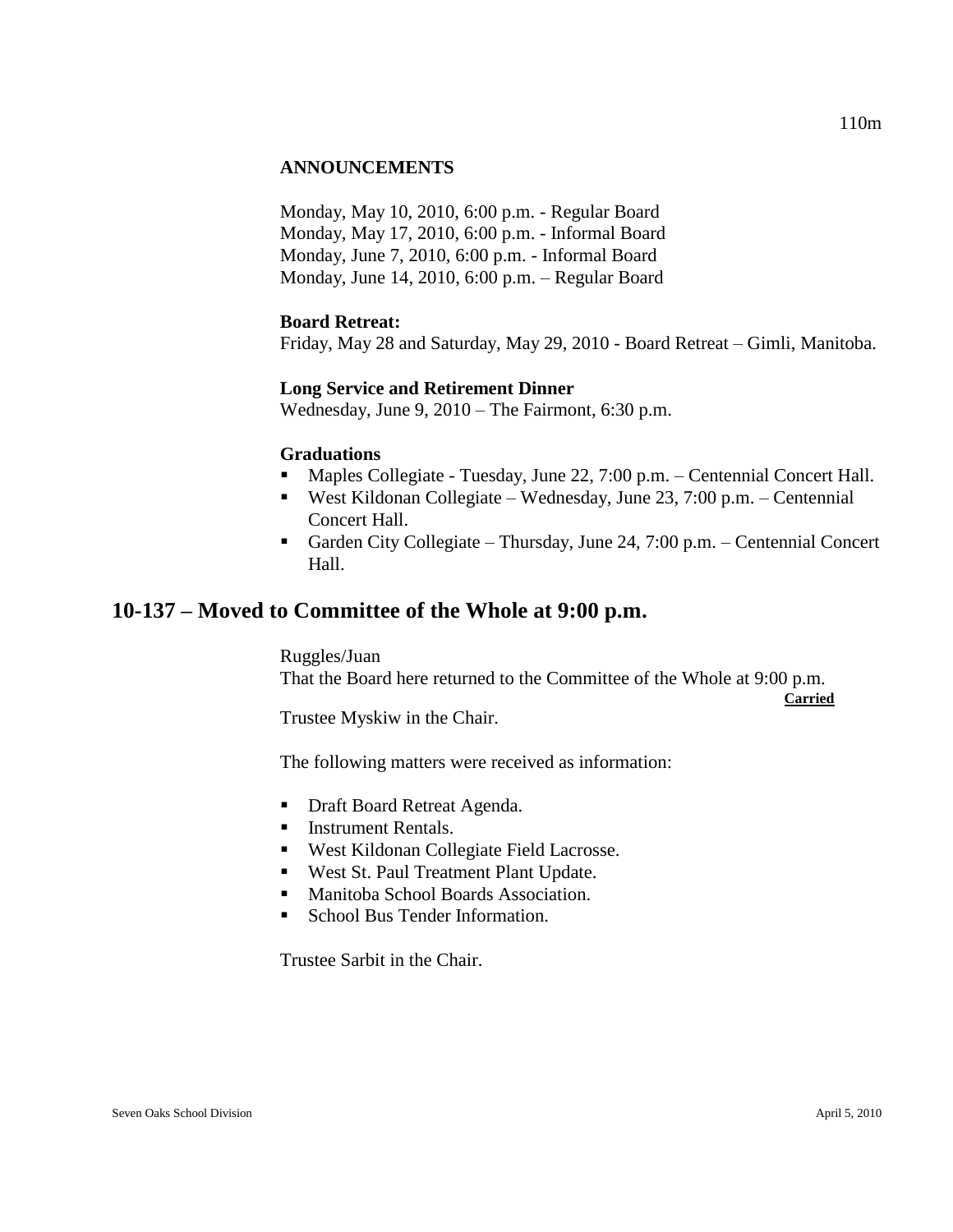**ANNOUNCEMENTS**

Monday, May 10, 2010, 6:00 p.m. - Regular Board
Monday, May 17, 2010, 6:00 p.m. - Informal Board
Monday, June 7, 2010, 6:00 p.m. - Informal Board
Monday, June 14, 2010, 6:00 p.m. – Regular Board

**Board Retreat:**
Friday, May 28 and Saturday, May 29, 2010 - Board Retreat – Gimli, Manitoba.

**Long Service and Retirement Dinner**
Wednesday, June 9, 2010 – The Fairmont, 6:30 p.m.

**Graduations**

- Maples Collegiate - Tuesday, June 22, 7:00 p.m. – Centennial Concert Hall.
- West Kildonan Collegiate – Wednesday, June 23, 7:00 p.m. – Centennial Concert Hall.
- Garden City Collegiate – Thursday, June 24, 7:00 p.m. – Centennial Concert Hall.

## 10-137 – Moved to Committee of the Whole at 9:00 p.m.

Ruggles/Juan
That the Board here returned to the Committee of the Whole at 9:00 p.m.

**Carried**

Trustee Myskiw in the Chair.

The following matters were received as information:

- Draft Board Retreat Agenda.
- Instrument Rentals.
- West Kildonan Collegiate Field Lacrosse.
- West St. Paul Treatment Plant Update.
- Manitoba School Boards Association.
- School Bus Tender Information.

Trustee Sarbit in the Chair.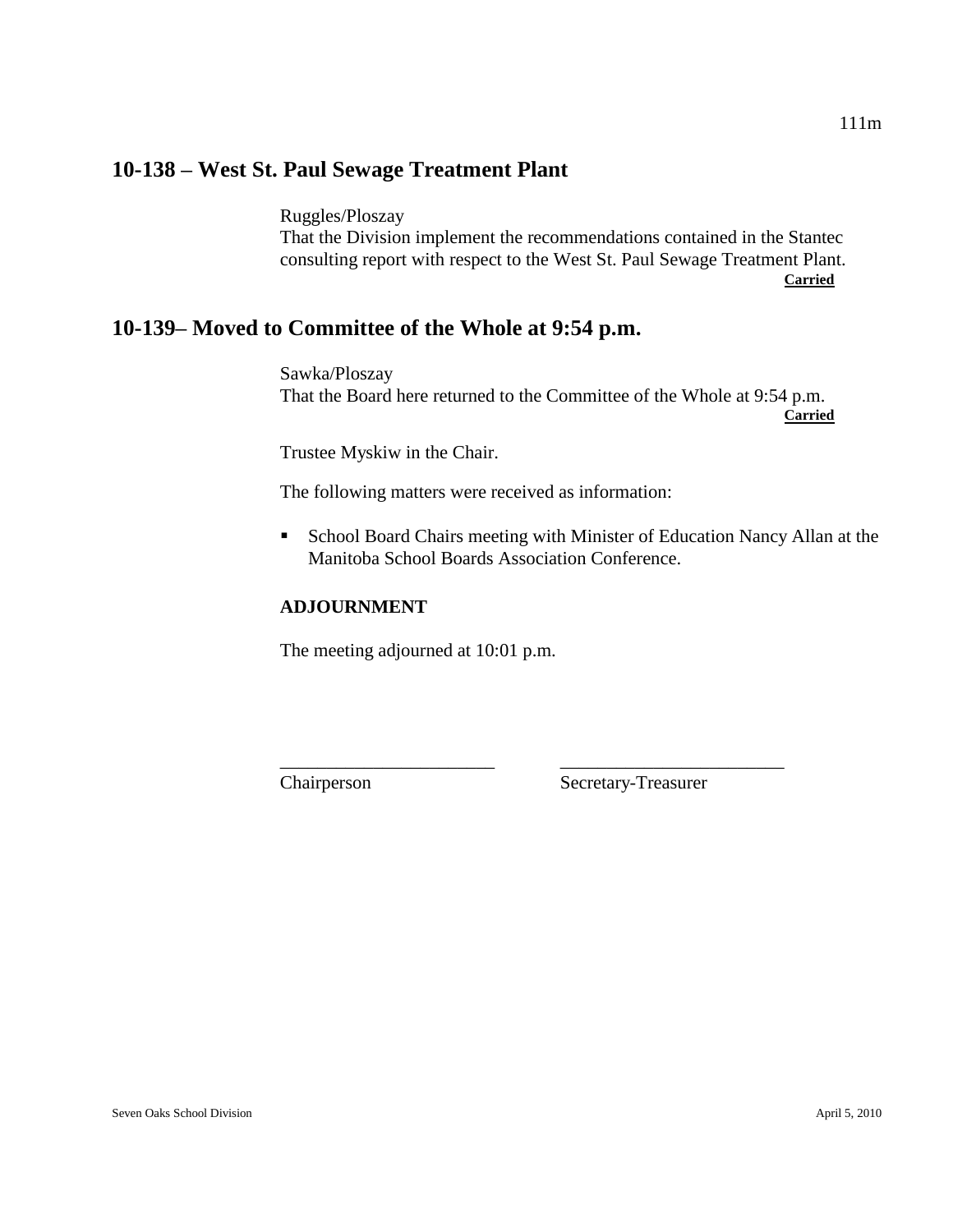## 10-138 – West St. Paul Sewage Treatment Plant

Ruggles/Ploszay
That the Division implement the recommendations contained in the Stantec consulting report with respect to the West St. Paul Sewage Treatment Plant.
**Carried**

## 10-139– Moved to Committee of the Whole at 9:54 p.m.

Sawka/Ploszay
That the Board here returned to the Committee of the Whole at 9:54 p.m.
**Carried**

Trustee Myskiw in the Chair.

The following matters were received as information:

- School Board Chairs meeting with Minister of Education Nancy Allan at the Manitoba School Boards Association Conference.

**ADJOURNMENT**

The meeting adjourned at 10:01 p.m.

\_\_\_\_\_\_\_\_\_\_\_\_\_\_\_\_\_\_\_\_\_\_\_ \_\_\_\_\_\_\_\_\_\_\_\_\_\_\_\_\_\_\_\_\_\_\_\_
Chairperson Secretary-Treasurer